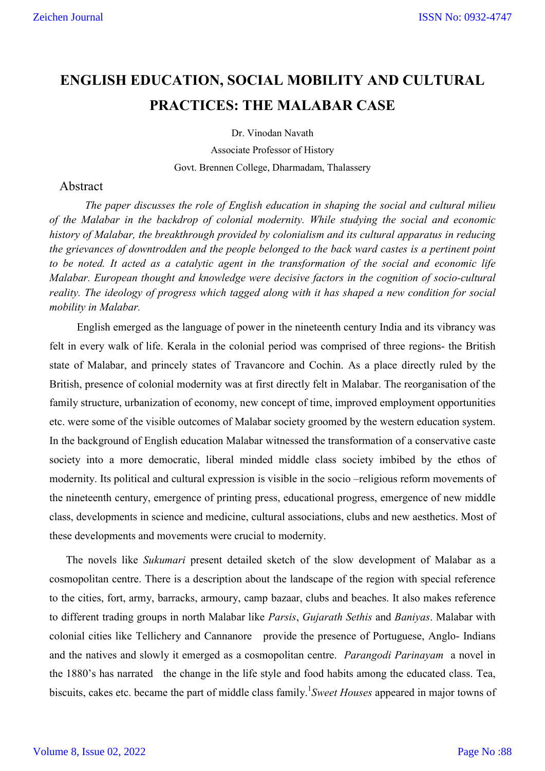# ENGLISH EDUCATION, SOCIAL MOBILITY AND CULTURAL PRACTICES: THE MALABAR CASE

Dr. Vinodan Navath

Associate Professor of History

Govt. Brennen College, Dharmadam, Thalassery

## Abstract

*The paper discusses the role of English education in shaping the social and cultural milieu of the Malabar in the backdrop of colonial modernity. While studying the social and economic history of Malabar, the breakthrough provided by colonialism and its cultural apparatus in reducing the grievances of downtrodden and the people belonged to the back ward castes is a pertinent point to be noted. It acted as a catalytic agent in the transformation of the social and economic life Malabar. European thought and knowledge were decisive factors in the cognition of socio-cultural reality. The ideology of progress which tagged along with it has shaped a new condition for social mobility in Malabar.*

English emerged as the language of power in the nineteenth century India and its vibrancy was felt in every walk of life. Kerala in the colonial period was comprised of three regions- the British state of Malabar, and princely states of Travancore and Cochin. As a place directly ruled by the British, presence of colonial modernity was at first directly felt in Malabar. The reorganisation of the family structure, urbanization of economy, new concept of time, improved employment opportunities etc. were some of the visible outcomes of Malabar society groomed by the western education system. In the background of English education Malabar witnessed the transformation of a conservative caste society into a more democratic, liberal minded middle class society imbibed by the ethos of modernity. Its political and cultural expression is visible in the socio –religious reform movements of the nineteenth century, emergence of printing press, educational progress, emergence of new middle class, developments in science and medicine, cultural associations, clubs and new aesthetics. Most of these developments and movements were crucial to modernity.

The novels like *Sukumari* present detailed sketch of the slow development of Malabar as a cosmopolitan centre. There is a description about the landscape of the region with special reference to the cities, fort, army, barracks, armoury, camp bazaar, clubs and beaches. It also makes reference to different trading groups in north Malabar like *Parsis*, *Gujarath Sethis* and *Baniyas*. Malabar with colonial cities like Tellichery and Cannanore provide the presence of Portuguese, Anglo- Indians and the natives and slowly it emerged as a cosmopolitan centre. *Parangodi Parinayam* a novel in the 1880's has narrated the change in the life style and food habits among the educated class. Tea, biscuits, cakes etc. became the part of middle class family.[1] *Sweet Houses* appeared in major towns of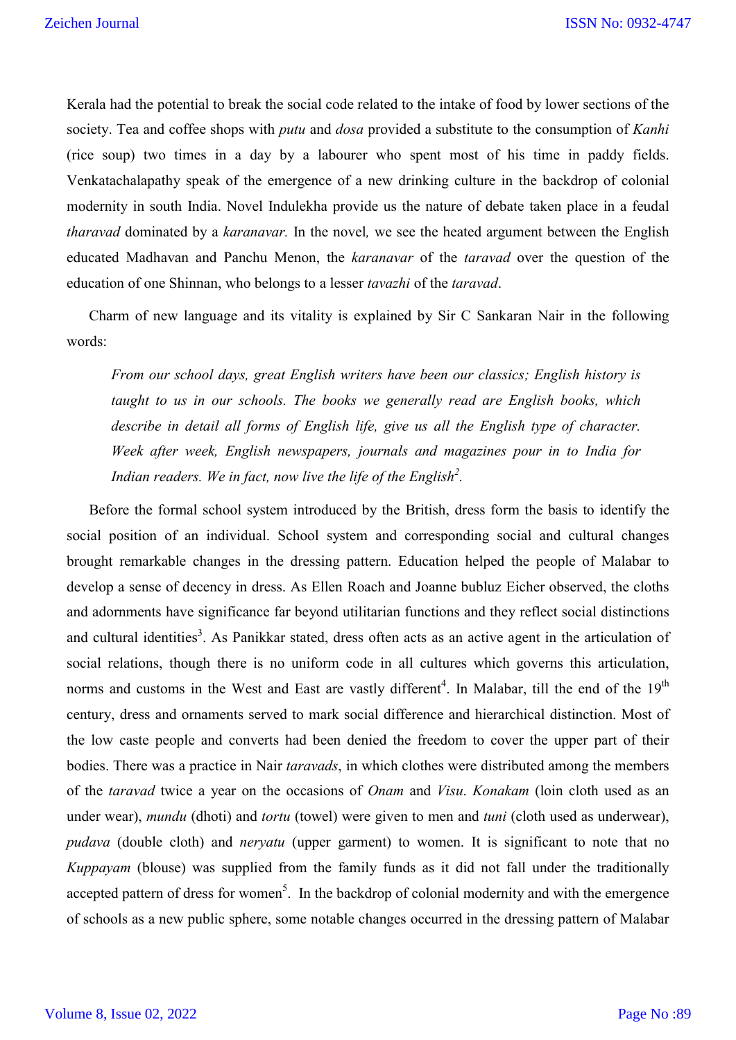Kerala had the potential to break the social code related to the intake of food by lower sections of the society. Tea and coffee shops with *putu* and *dosa* provided a substitute to the consumption of *Kanhi* (rice soup) two times in a day by a labourer who spent most of his time in paddy fields. Venkatachalapathy speak of the emergence of a new drinking culture in the backdrop of colonial modernity in south India. Novel Indulekha provide us the nature of debate taken place in a feudal *tharavad* dominated by a *karanavar.* In the novel*,* we see the heated argument between the English educated Madhavan and Panchu Menon, the *karanavar* of the *taravad* over the question of the education of one Shinnan, who belongs to a lesser *tavazhi* of the *taravad*.

Charm of new language and its vitality is explained by Sir C Sankaran Nair in the following words:

> *From our school days, great English writers have been our classics; English history is taught to us in our schools. The books we generally read are English books, which describe in detail all forms of English life, give us all the English type of character. Week after week, English newspapers, journals and magazines pour in to India for Indian readers. We in fact, now live the life of the English*[2]*.*

Before the formal school system introduced by the British, dress form the basis to identify the social position of an individual. School system and corresponding social and cultural changes brought remarkable changes in the dressing pattern. Education helped the people of Malabar to develop a sense of decency in dress. As Ellen Roach and Joanne bubluz Eicher observed, the cloths and adornments have significance far beyond utilitarian functions and they reflect social distinctions and cultural identities[3]. As Panikkar stated, dress often acts as an active agent in the articulation of social relations, though there is no uniform code in all cultures which governs this articulation, norms and customs in the West and East are vastly different[4]. In Malabar, till the end of the 19th century, dress and ornaments served to mark social difference and hierarchical distinction. Most of the low caste people and converts had been denied the freedom to cover the upper part of their bodies. There was a practice in Nair *taravads*, in which clothes were distributed among the members of the *taravad* twice a year on the occasions of *Onam* and *Visu*. *Konakam* (loin cloth used as an under wear), *mundu* (dhoti) and *tortu* (towel) were given to men and *tuni* (cloth used as underwear), *pudava* (double cloth) and *neryatu* (upper garment) to women. It is significant to note that no *Kuppayam* (blouse) was supplied from the family funds as it did not fall under the traditionally accepted pattern of dress for women[5]. In the backdrop of colonial modernity and with the emergence of schools as a new public sphere, some notable changes occurred in the dressing pattern of Malabar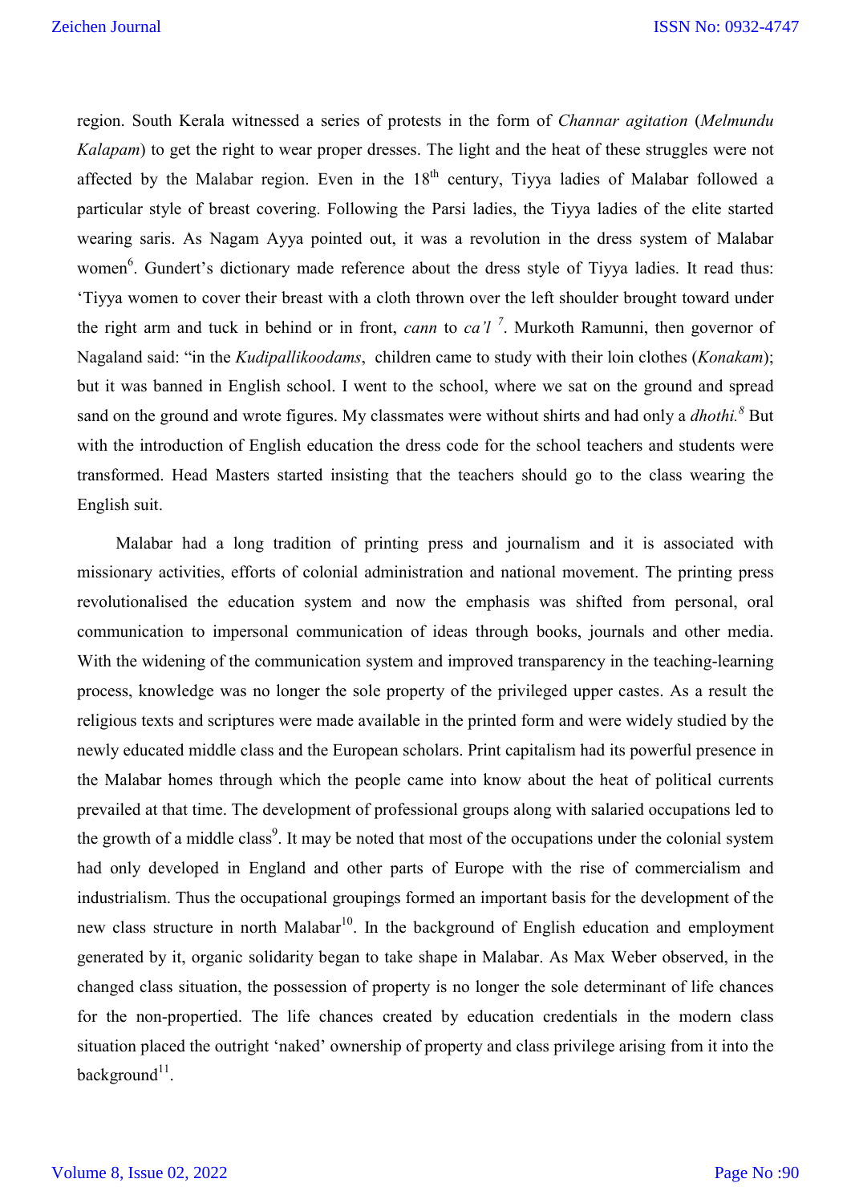region. South Kerala witnessed a series of protests in the form of *Channar agitation* (*Melmundu Kalapam*) to get the right to wear proper dresses. The light and the heat of these struggles were not affected by the Malabar region. Even in the 18th century, Tiyya ladies of Malabar followed a particular style of breast covering. Following the Parsi ladies, the Tiyya ladies of the elite started wearing saris. As Nagam Ayya pointed out, it was a revolution in the dress system of Malabar women[6]. Gundert's dictionary made reference about the dress style of Tiyya ladies. It read thus: 'Tiyya women to cover their breast with a cloth thrown over the left shoulder brought toward under the right arm and tuck in behind or in front, *cann* to *ca'l* [7]. Murkoth Ramunni, then governor of Nagaland said: "in the *Kudipallikoodams*, children came to study with their loin clothes (*Konakam*); but it was banned in English school. I went to the school, where we sat on the ground and spread sand on the ground and wrote figures. My classmates were without shirts and had only a *dhothi.*[8] But with the introduction of English education the dress code for the school teachers and students were transformed. Head Masters started insisting that the teachers should go to the class wearing the English suit.

Malabar had a long tradition of printing press and journalism and it is associated with missionary activities, efforts of colonial administration and national movement. The printing press revolutionalised the education system and now the emphasis was shifted from personal, oral communication to impersonal communication of ideas through books, journals and other media. With the widening of the communication system and improved transparency in the teaching-learning process, knowledge was no longer the sole property of the privileged upper castes. As a result the religious texts and scriptures were made available in the printed form and were widely studied by the newly educated middle class and the European scholars. Print capitalism had its powerful presence in the Malabar homes through which the people came into know about the heat of political currents prevailed at that time. The development of professional groups along with salaried occupations led to the growth of a middle class[9]. It may be noted that most of the occupations under the colonial system had only developed in England and other parts of Europe with the rise of commercialism and industrialism. Thus the occupational groupings formed an important basis for the development of the new class structure in north Malabar[10]. In the background of English education and employment generated by it, organic solidarity began to take shape in Malabar. As Max Weber observed, in the changed class situation, the possession of property is no longer the sole determinant of life chances for the non-propertied. The life chances created by education credentials in the modern class situation placed the outright 'naked' ownership of property and class privilege arising from it into the background[11].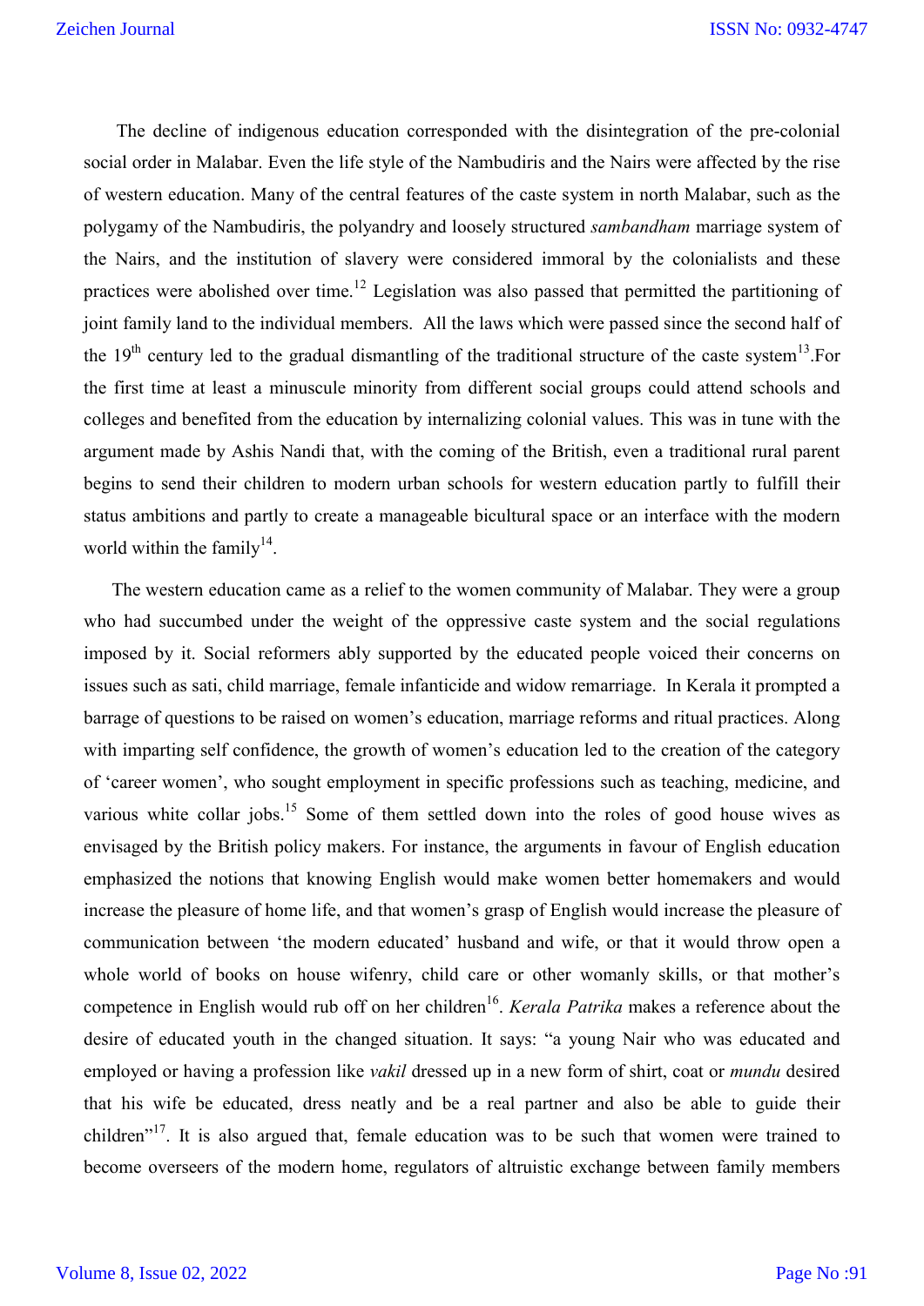The decline of indigenous education corresponded with the disintegration of the pre-colonial social order in Malabar. Even the life style of the Nambudiris and the Nairs were affected by the rise of western education. Many of the central features of the caste system in north Malabar, such as the polygamy of the Nambudiris, the polyandry and loosely structured *sambandham* marriage system of the Nairs, and the institution of slavery were considered immoral by the colonialists and these practices were abolished over time.[12] Legislation was also passed that permitted the partitioning of joint family land to the individual members. All the laws which were passed since the second half of the 19th century led to the gradual dismantling of the traditional structure of the caste system[13].For the first time at least a minuscule minority from different social groups could attend schools and colleges and benefited from the education by internalizing colonial values. This was in tune with the argument made by Ashis Nandi that, with the coming of the British, even a traditional rural parent begins to send their children to modern urban schools for western education partly to fulfill their status ambitions and partly to create a manageable bicultural space or an interface with the modern world within the family[14].

The western education came as a relief to the women community of Malabar. They were a group who had succumbed under the weight of the oppressive caste system and the social regulations imposed by it. Social reformers ably supported by the educated people voiced their concerns on issues such as sati, child marriage, female infanticide and widow remarriage. In Kerala it prompted a barrage of questions to be raised on women's education, marriage reforms and ritual practices. Along with imparting self confidence, the growth of women's education led to the creation of the category of 'career women', who sought employment in specific professions such as teaching, medicine, and various white collar jobs.[15] Some of them settled down into the roles of good house wives as envisaged by the British policy makers. For instance, the arguments in favour of English education emphasized the notions that knowing English would make women better homemakers and would increase the pleasure of home life, and that women's grasp of English would increase the pleasure of communication between 'the modern educated' husband and wife, or that it would throw open a whole world of books on house wifenry, child care or other womanly skills, or that mother's competence in English would rub off on her children[16]. *Kerala Patrika* makes a reference about the desire of educated youth in the changed situation. It says: "a young Nair who was educated and employed or having a profession like *vakil* dressed up in a new form of shirt, coat or *mundu* desired that his wife be educated, dress neatly and be a real partner and also be able to guide their children"[17]. It is also argued that, female education was to be such that women were trained to become overseers of the modern home, regulators of altruistic exchange between family members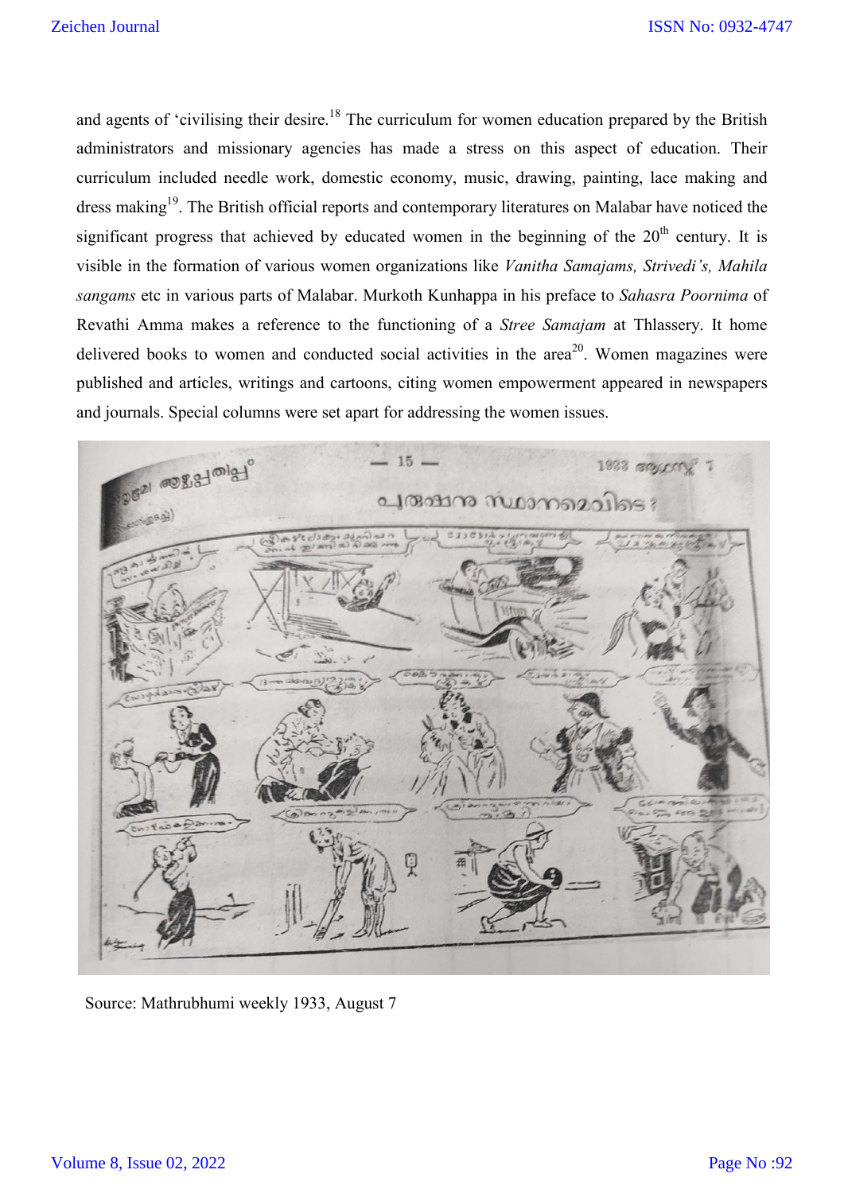and agents of 'civilising their desire.[18] The curriculum for women education prepared by the British administrators and missionary agencies has made a stress on this aspect of education. Their curriculum included needle work, domestic economy, music, drawing, painting, lace making and dress making[19]. The British official reports and contemporary literatures on Malabar have noticed the significant progress that achieved by educated women in the beginning of the 20[th] century. It is visible in the formation of various women organizations like *Vanitha Samajams, Strivedi's, Mahila sangams* etc in various parts of Malabar. Murkoth Kunhappa in his preface to *Sahasra Poornima* of Revathi Amma makes a reference to the functioning of a *Stree Samajam* at Thlassery. It home delivered books to women and conducted social activities in the area[20]. Women magazines were published and articles, writings and cartoons, citing women empowerment appeared in newspapers and journals. Special columns were set apart for addressing the women issues.

Source: Mathrubhumi weekly 1933, August 7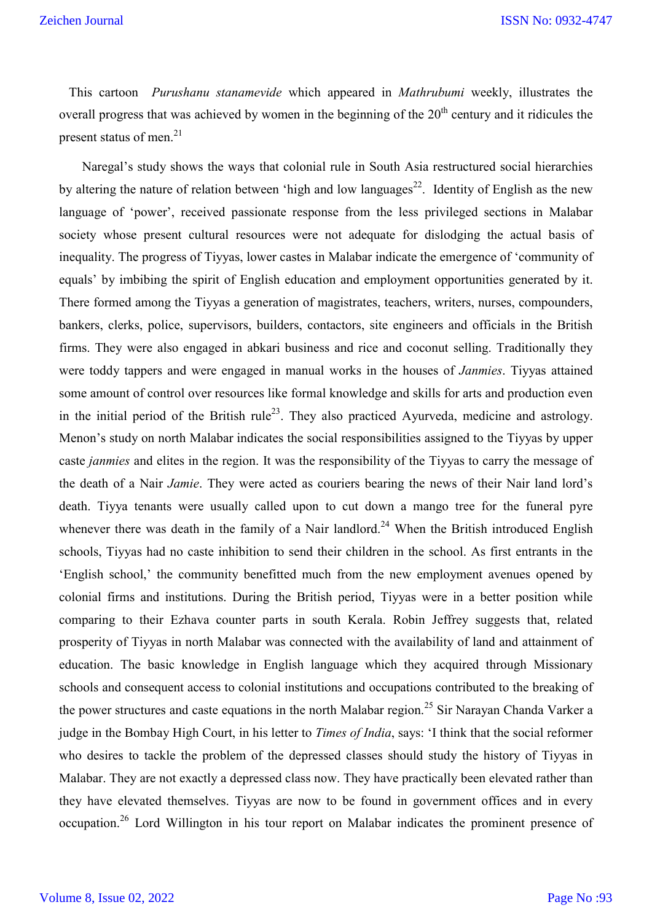This cartoon *Purushanu stanamevide* which appeared in *Mathrubumi* weekly, illustrates the overall progress that was achieved by women in the beginning of the 20th century and it ridicules the present status of men.[21]

Naregal's study shows the ways that colonial rule in South Asia restructured social hierarchies by altering the nature of relation between 'high and low languages[22]. Identity of English as the new language of 'power', received passionate response from the less privileged sections in Malabar society whose present cultural resources were not adequate for dislodging the actual basis of inequality. The progress of Tiyyas, lower castes in Malabar indicate the emergence of 'community of equals' by imbibing the spirit of English education and employment opportunities generated by it. There formed among the Tiyyas a generation of magistrates, teachers, writers, nurses, compounders, bankers, clerks, police, supervisors, builders, contactors, site engineers and officials in the British firms. They were also engaged in abkari business and rice and coconut selling. Traditionally they were toddy tappers and were engaged in manual works in the houses of *Janmies*. Tiyyas attained some amount of control over resources like formal knowledge and skills for arts and production even in the initial period of the British rule[23]. They also practiced Ayurveda, medicine and astrology. Menon's study on north Malabar indicates the social responsibilities assigned to the Tiyyas by upper caste *janmies* and elites in the region. It was the responsibility of the Tiyyas to carry the message of the death of a Nair *Jamie*. They were acted as couriers bearing the news of their Nair land lord's death. Tiyya tenants were usually called upon to cut down a mango tree for the funeral pyre whenever there was death in the family of a Nair landlord.[24] When the British introduced English schools, Tiyyas had no caste inhibition to send their children in the school. As first entrants in the 'English school,' the community benefitted much from the new employment avenues opened by colonial firms and institutions. During the British period, Tiyyas were in a better position while comparing to their Ezhava counter parts in south Kerala. Robin Jeffrey suggests that, related prosperity of Tiyyas in north Malabar was connected with the availability of land and attainment of education. The basic knowledge in English language which they acquired through Missionary schools and consequent access to colonial institutions and occupations contributed to the breaking of the power structures and caste equations in the north Malabar region.[25] Sir Narayan Chanda Varker a judge in the Bombay High Court, in his letter to *Times of India*, says: 'I think that the social reformer who desires to tackle the problem of the depressed classes should study the history of Tiyyas in Malabar. They are not exactly a depressed class now. They have practically been elevated rather than they have elevated themselves. Tiyyas are now to be found in government offices and in every occupation.[26] Lord Willington in his tour report on Malabar indicates the prominent presence of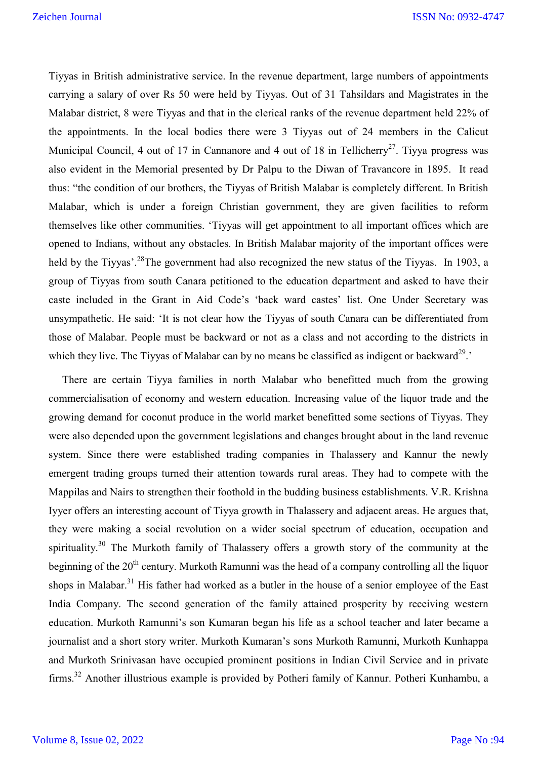Tiyyas in British administrative service. In the revenue department, large numbers of appointments carrying a salary of over Rs 50 were held by Tiyyas. Out of 31 Tahsildars and Magistrates in the Malabar district, 8 were Tiyyas and that in the clerical ranks of the revenue department held 22% of the appointments. In the local bodies there were 3 Tiyyas out of 24 members in the Calicut Municipal Council, 4 out of 17 in Cannanore and 4 out of 18 in Tellicherry[27]. Tiyya progress was also evident in the Memorial presented by Dr Palpu to the Diwan of Travancore in 1895. It read thus: "the condition of our brothers, the Tiyyas of British Malabar is completely different. In British Malabar, which is under a foreign Christian government, they are given facilities to reform themselves like other communities. 'Tiyyas will get appointment to all important offices which are opened to Indians, without any obstacles. In British Malabar majority of the important offices were held by the Tiyyas'.[28]The government had also recognized the new status of the Tiyyas. In 1903, a group of Tiyyas from south Canara petitioned to the education department and asked to have their caste included in the Grant in Aid Code's 'back ward castes' list. One Under Secretary was unsympathetic. He said: 'It is not clear how the Tiyyas of south Canara can be differentiated from those of Malabar. People must be backward or not as a class and not according to the districts in which they live. The Tiyyas of Malabar can by no means be classified as indigent or backward[29].'

There are certain Tiyya families in north Malabar who benefitted much from the growing commercialisation of economy and western education. Increasing value of the liquor trade and the growing demand for coconut produce in the world market benefitted some sections of Tiyyas. They were also depended upon the government legislations and changes brought about in the land revenue system. Since there were established trading companies in Thalassery and Kannur the newly emergent trading groups turned their attention towards rural areas. They had to compete with the Mappilas and Nairs to strengthen their foothold in the budding business establishments. V.R. Krishna Iyyer offers an interesting account of Tiyya growth in Thalassery and adjacent areas. He argues that, they were making a social revolution on a wider social spectrum of education, occupation and spirituality.[30] The Murkoth family of Thalassery offers a growth story of the community at the beginning of the 20th century. Murkoth Ramunni was the head of a company controlling all the liquor shops in Malabar.[31] His father had worked as a butler in the house of a senior employee of the East India Company. The second generation of the family attained prosperity by receiving western education. Murkoth Ramunni's son Kumaran began his life as a school teacher and later became a journalist and a short story writer. Murkoth Kumaran's sons Murkoth Ramunni, Murkoth Kunhappa and Murkoth Srinivasan have occupied prominent positions in Indian Civil Service and in private firms.[32] Another illustrious example is provided by Potheri family of Kannur. Potheri Kunhambu, a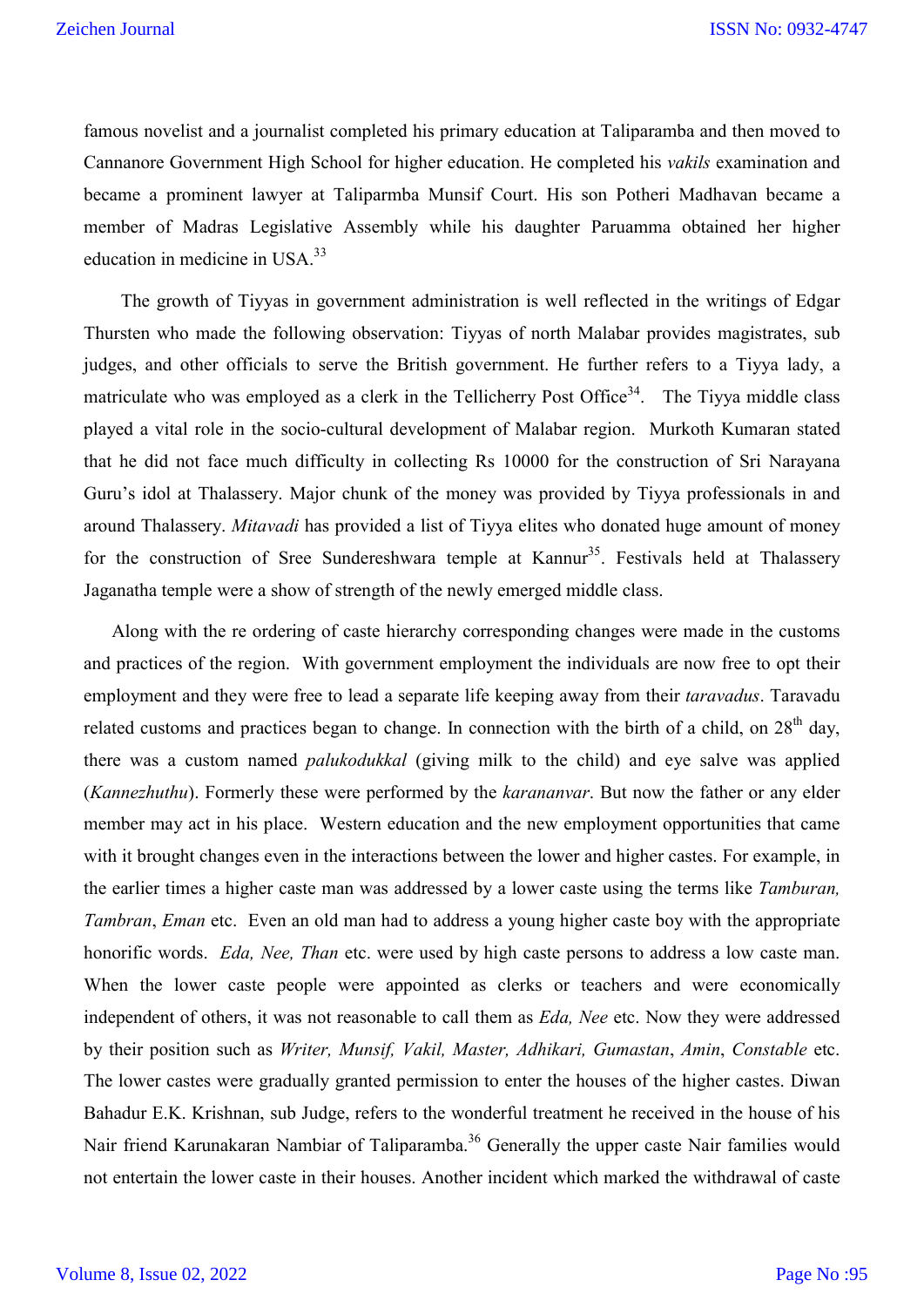famous novelist and a journalist completed his primary education at Taliparamba and then moved to Cannanore Government High School for higher education. He completed his *vakils* examination and became a prominent lawyer at Taliparmba Munsif Court. His son Potheri Madhavan became a member of Madras Legislative Assembly while his daughter Paruamma obtained her higher education in medicine in USA.[33]

The growth of Tiyyas in government administration is well reflected in the writings of Edgar Thursten who made the following observation: Tiyyas of north Malabar provides magistrates, sub judges, and other officials to serve the British government. He further refers to a Tiyya lady, a matriculate who was employed as a clerk in the Tellicherry Post Office[34]. The Tiyya middle class played a vital role in the socio-cultural development of Malabar region. Murkoth Kumaran stated that he did not face much difficulty in collecting Rs 10000 for the construction of Sri Narayana Guru's idol at Thalassery. Major chunk of the money was provided by Tiyya professionals in and around Thalassery. *Mitavadi* has provided a list of Tiyya elites who donated huge amount of money for the construction of Sree Sundereshwara temple at Kannur[35]. Festivals held at Thalassery Jaganatha temple were a show of strength of the newly emerged middle class.

Along with the re ordering of caste hierarchy corresponding changes were made in the customs and practices of the region. With government employment the individuals are now free to opt their employment and they were free to lead a separate life keeping away from their *taravadus*. Taravadu related customs and practices began to change. In connection with the birth of a child, on 28th day, there was a custom named *palukodukkal* (giving milk to the child) and eye salve was applied (*Kannezhuthu*). Formerly these were performed by the *karananvar*. But now the father or any elder member may act in his place. Western education and the new employment opportunities that came with it brought changes even in the interactions between the lower and higher castes. For example, in the earlier times a higher caste man was addressed by a lower caste using the terms like *Tamburan, Tambran*, *Eman* etc. Even an old man had to address a young higher caste boy with the appropriate honorific words. *Eda, Nee, Than* etc. were used by high caste persons to address a low caste man. When the lower caste people were appointed as clerks or teachers and were economically independent of others, it was not reasonable to call them as *Eda, Nee* etc. Now they were addressed by their position such as *Writer, Munsif, Vakil, Master, Adhikari, Gumastan*, *Amin*, *Constable* etc. The lower castes were gradually granted permission to enter the houses of the higher castes. Diwan Bahadur E.K. Krishnan, sub Judge, refers to the wonderful treatment he received in the house of his Nair friend Karunakaran Nambiar of Taliparamba.[36] Generally the upper caste Nair families would not entertain the lower caste in their houses. Another incident which marked the withdrawal of caste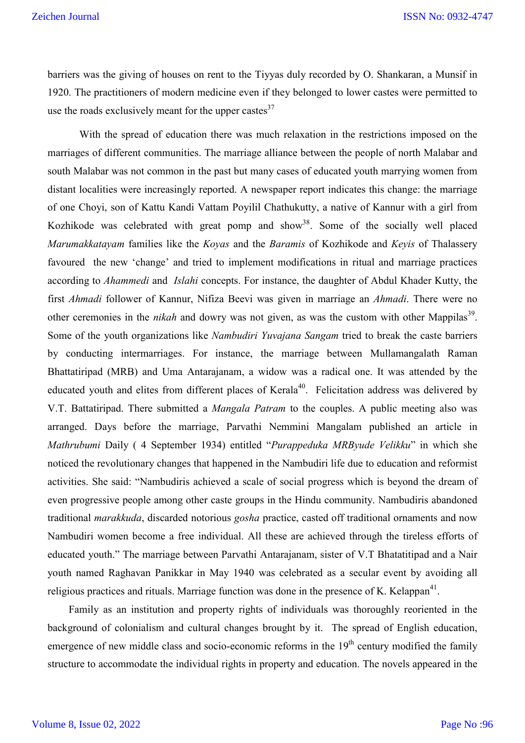barriers was the giving of houses on rent to the Tiyyas duly recorded by O. Shankaran, a Munsif in 1920. The practitioners of modern medicine even if they belonged to lower castes were permitted to use the roads exclusively meant for the upper castes[37]

With the spread of education there was much relaxation in the restrictions imposed on the marriages of different communities. The marriage alliance between the people of north Malabar and south Malabar was not common in the past but many cases of educated youth marrying women from distant localities were increasingly reported. A newspaper report indicates this change: the marriage of one Choyi, son of Kattu Kandi Vattam Poyilil Chathukutty, a native of Kannur with a girl from Kozhikode was celebrated with great pomp and show[38]. Some of the socially well placed *Marumakkatayam* families like the *Koyas* and the *Baramis* of Kozhikode and *Keyis* of Thalassery favoured the new 'change' and tried to implement modifications in ritual and marriage practices according to *Ahammedi* and *Islahi* concepts. For instance, the daughter of Abdul Khader Kutty, the first *Ahmadi* follower of Kannur, Nifiza Beevi was given in marriage an *Ahmadi*. There were no other ceremonies in the *nikah* and dowry was not given, as was the custom with other Mappilas[39]. Some of the youth organizations like *Nambudiri Yuvajana Sangam* tried to break the caste barriers by conducting intermarriages. For instance, the marriage between Mullamangalath Raman Bhattatiripad (MRB) and Uma Antarajanam, a widow was a radical one. It was attended by the educated youth and elites from different places of Kerala[40]. Felicitation address was delivered by V.T. Battatiripad. There submitted a *Mangala Patram* to the couples. A public meeting also was arranged. Days before the marriage, Parvathi Nemmini Mangalam published an article in *Mathrubumi* Daily ( 4 September 1934) entitled "*Purappeduka MRByude Velikku*" in which she noticed the revolutionary changes that happened in the Nambudiri life due to education and reformist activities. She said: "Nambudiris achieved a scale of social progress which is beyond the dream of even progressive people among other caste groups in the Hindu community. Nambudiris abandoned traditional *marakkuda*, discarded notorious *gosha* practice, casted off traditional ornaments and now Nambudiri women become a free individual. All these are achieved through the tireless efforts of educated youth." The marriage between Parvathi Antarajanam, sister of V.T Bhatatitipad and a Nair youth named Raghavan Panikkar in May 1940 was celebrated as a secular event by avoiding all religious practices and rituals. Marriage function was done in the presence of K. Kelappan[41].

Family as an institution and property rights of individuals was thoroughly reoriented in the background of colonialism and cultural changes brought by it. The spread of English education, emergence of new middle class and socio-economic reforms in the 19th century modified the family structure to accommodate the individual rights in property and education. The novels appeared in the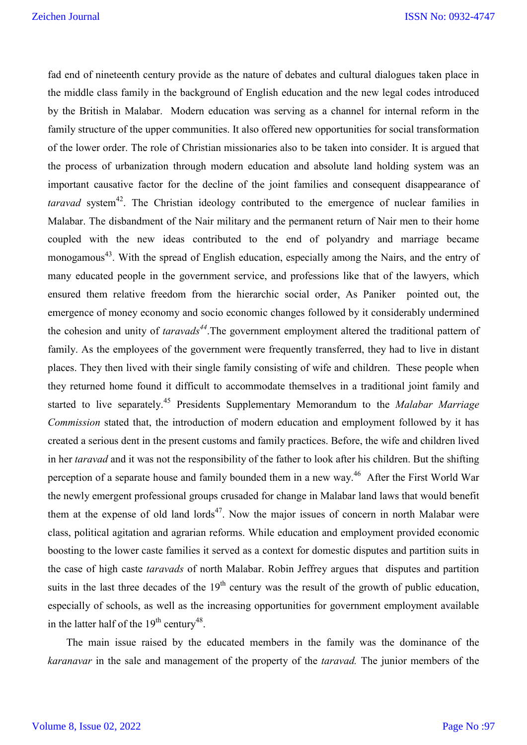fad end of nineteenth century provide as the nature of debates and cultural dialogues taken place in the middle class family in the background of English education and the new legal codes introduced by the British in Malabar. Modern education was serving as a channel for internal reform in the family structure of the upper communities. It also offered new opportunities for social transformation of the lower order. The role of Christian missionaries also to be taken into consider. It is argued that the process of urbanization through modern education and absolute land holding system was an important causative factor for the decline of the joint families and consequent disappearance of *taravad* system[42]. The Christian ideology contributed to the emergence of nuclear families in Malabar. The disbandment of the Nair military and the permanent return of Nair men to their home coupled with the new ideas contributed to the end of polyandry and marriage became monogamous[43]. With the spread of English education, especially among the Nairs, and the entry of many educated people in the government service, and professions like that of the lawyers, which ensured them relative freedom from the hierarchic social order, As Paniker pointed out, the emergence of money economy and socio economic changes followed by it considerably undermined the cohesion and unity of *taravads*[44].The government employment altered the traditional pattern of family. As the employees of the government were frequently transferred, they had to live in distant places. They then lived with their single family consisting of wife and children. These people when they returned home found it difficult to accommodate themselves in a traditional joint family and started to live separately.[45] Presidents Supplementary Memorandum to the *Malabar Marriage Commission* stated that, the introduction of modern education and employment followed by it has created a serious dent in the present customs and family practices. Before, the wife and children lived in her *taravad* and it was not the responsibility of the father to look after his children. But the shifting perception of a separate house and family bounded them in a new way.[46] After the First World War the newly emergent professional groups crusaded for change in Malabar land laws that would benefit them at the expense of old land lords[47]. Now the major issues of concern in north Malabar were class, political agitation and agrarian reforms. While education and employment provided economic boosting to the lower caste families it served as a context for domestic disputes and partition suits in the case of high caste *taravads* of north Malabar. Robin Jeffrey argues that disputes and partition suits in the last three decades of the 19th century was the result of the growth of public education, especially of schools, as well as the increasing opportunities for government employment available in the latter half of the 19th century[48].

The main issue raised by the educated members in the family was the dominance of the *karanavar* in the sale and management of the property of the *taravad.* The junior members of the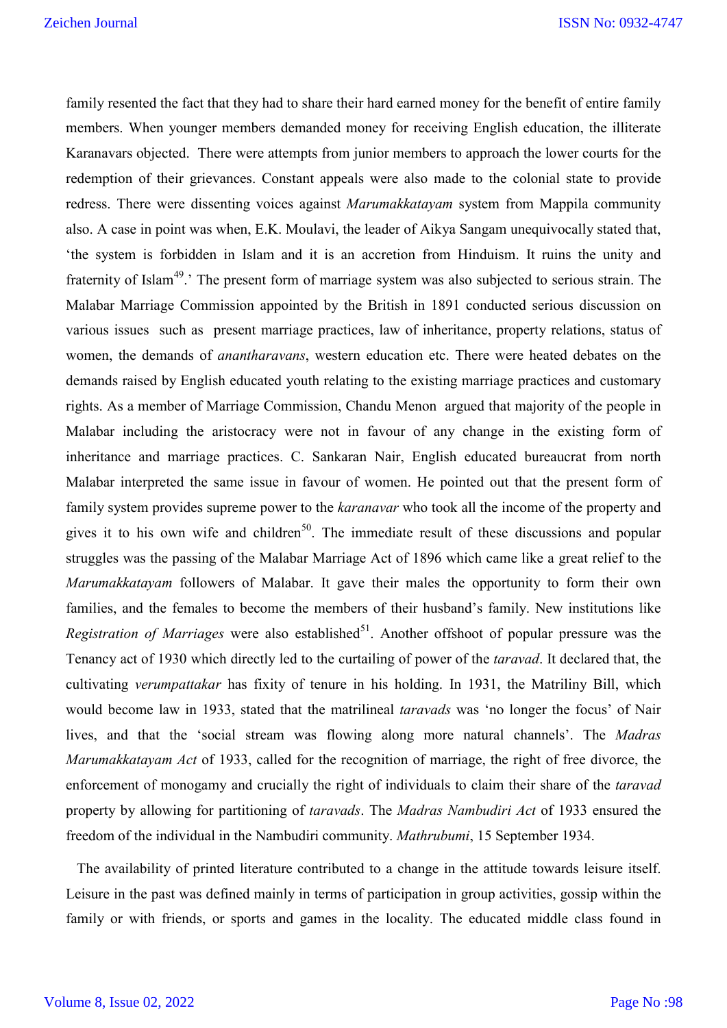family resented the fact that they had to share their hard earned money for the benefit of entire family members. When younger members demanded money for receiving English education, the illiterate Karanavars objected. There were attempts from junior members to approach the lower courts for the redemption of their grievances. Constant appeals were also made to the colonial state to provide redress. There were dissenting voices against *Marumakkatayam* system from Mappila community also. A case in point was when, E.K. Moulavi, the leader of Aikya Sangam unequivocally stated that, 'the system is forbidden in Islam and it is an accretion from Hinduism. It ruins the unity and fraternity of Islam[49].' The present form of marriage system was also subjected to serious strain. The Malabar Marriage Commission appointed by the British in 1891 conducted serious discussion on various issues such as present marriage practices, law of inheritance, property relations, status of women, the demands of *anantharavans*, western education etc. There were heated debates on the demands raised by English educated youth relating to the existing marriage practices and customary rights. As a member of Marriage Commission, Chandu Menon argued that majority of the people in Malabar including the aristocracy were not in favour of any change in the existing form of inheritance and marriage practices. C. Sankaran Nair, English educated bureaucrat from north Malabar interpreted the same issue in favour of women. He pointed out that the present form of family system provides supreme power to the *karanavar* who took all the income of the property and gives it to his own wife and children[50]. The immediate result of these discussions and popular struggles was the passing of the Malabar Marriage Act of 1896 which came like a great relief to the *Marumakkatayam* followers of Malabar. It gave their males the opportunity to form their own families, and the females to become the members of their husband's family. New institutions like *Registration of Marriages* were also established[51]. Another offshoot of popular pressure was the Tenancy act of 1930 which directly led to the curtailing of power of the *taravad*. It declared that, the cultivating *verumpattakar* has fixity of tenure in his holding. In 1931, the Matriliny Bill, which would become law in 1933, stated that the matrilineal *taravads* was 'no longer the focus' of Nair lives, and that the 'social stream was flowing along more natural channels'. The *Madras Marumakkatayam Act* of 1933, called for the recognition of marriage, the right of free divorce, the enforcement of monogamy and crucially the right of individuals to claim their share of the *taravad* property by allowing for partitioning of *taravads*. The *Madras Nambudiri Act* of 1933 ensured the freedom of the individual in the Nambudiri community. *Mathrubumi*, 15 September 1934.

The availability of printed literature contributed to a change in the attitude towards leisure itself. Leisure in the past was defined mainly in terms of participation in group activities, gossip within the family or with friends, or sports and games in the locality. The educated middle class found in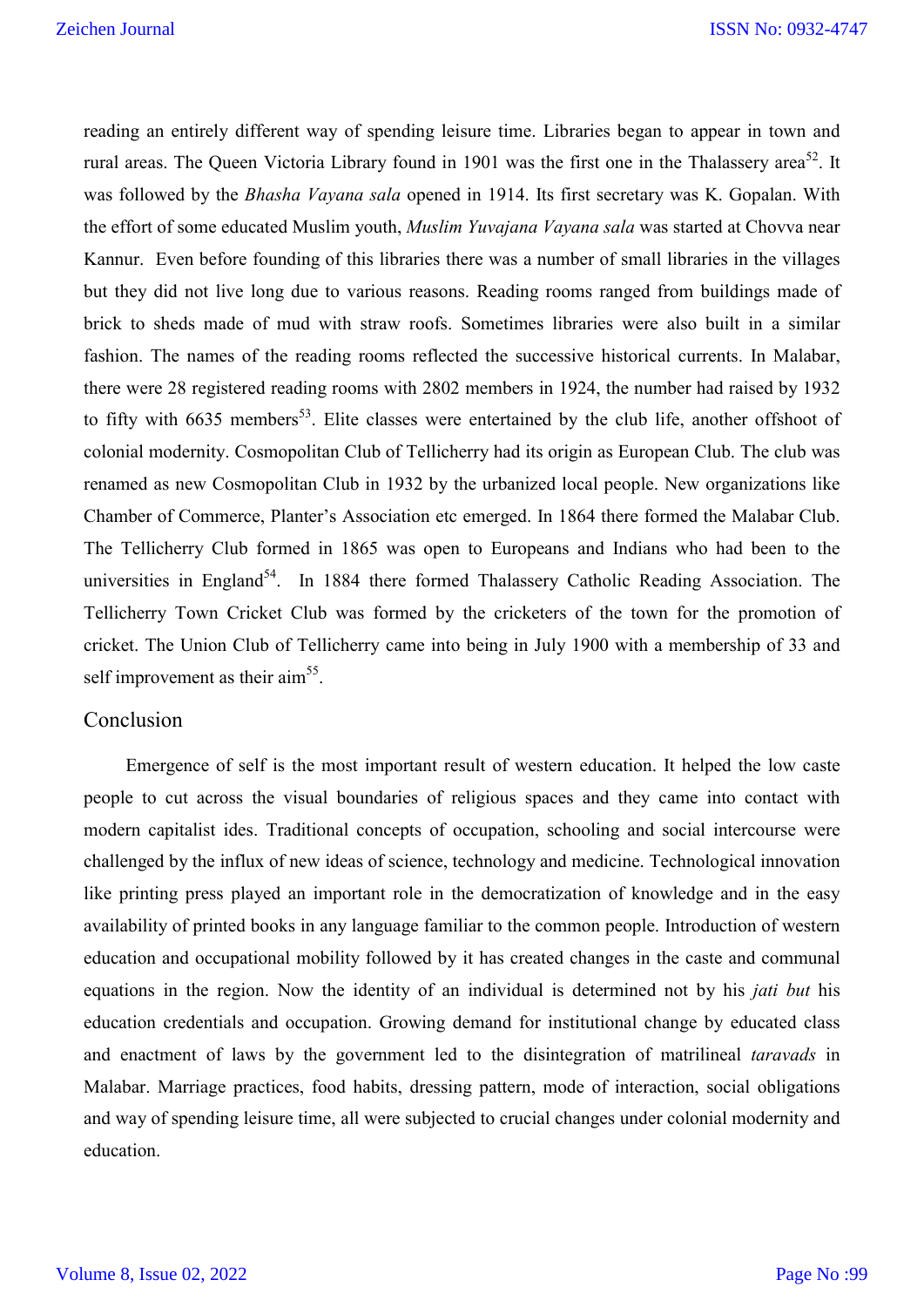reading an entirely different way of spending leisure time. Libraries began to appear in town and rural areas. The Queen Victoria Library found in 1901 was the first one in the Thalassery area[52]. It was followed by the *Bhasha Vayana sala* opened in 1914. Its first secretary was K. Gopalan. With the effort of some educated Muslim youth, *Muslim Yuvajana Vayana sala* was started at Chovva near Kannur. Even before founding of this libraries there was a number of small libraries in the villages but they did not live long due to various reasons. Reading rooms ranged from buildings made of brick to sheds made of mud with straw roofs. Sometimes libraries were also built in a similar fashion. The names of the reading rooms reflected the successive historical currents. In Malabar, there were 28 registered reading rooms with 2802 members in 1924, the number had raised by 1932 to fifty with 6635 members[53]. Elite classes were entertained by the club life, another offshoot of colonial modernity. Cosmopolitan Club of Tellicherry had its origin as European Club. The club was renamed as new Cosmopolitan Club in 1932 by the urbanized local people. New organizations like Chamber of Commerce, Planter's Association etc emerged. In 1864 there formed the Malabar Club. The Tellicherry Club formed in 1865 was open to Europeans and Indians who had been to the universities in England[54]. In 1884 there formed Thalassery Catholic Reading Association. The Tellicherry Town Cricket Club was formed by the cricketers of the town for the promotion of cricket. The Union Club of Tellicherry came into being in July 1900 with a membership of 33 and self improvement as their aim[55].

## Conclusion

Emergence of self is the most important result of western education. It helped the low caste people to cut across the visual boundaries of religious spaces and they came into contact with modern capitalist ides. Traditional concepts of occupation, schooling and social intercourse were challenged by the influx of new ideas of science, technology and medicine. Technological innovation like printing press played an important role in the democratization of knowledge and in the easy availability of printed books in any language familiar to the common people. Introduction of western education and occupational mobility followed by it has created changes in the caste and communal equations in the region. Now the identity of an individual is determined not by his *jati but* his education credentials and occupation. Growing demand for institutional change by educated class and enactment of laws by the government led to the disintegration of matrilineal *taravads* in Malabar. Marriage practices, food habits, dressing pattern, mode of interaction, social obligations and way of spending leisure time, all were subjected to crucial changes under colonial modernity and education.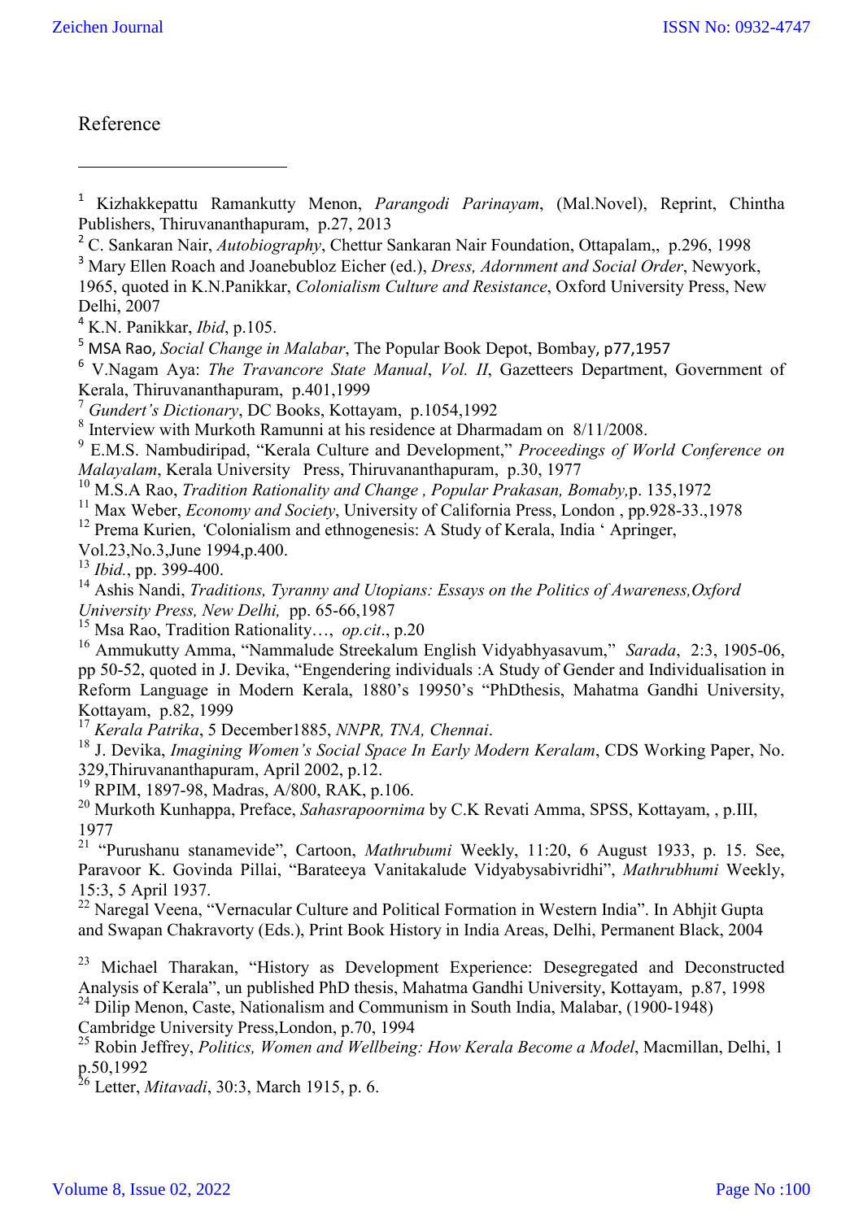Reference

[1] Kizhakkepattu Ramankutty Menon, *Parangodi Parinayam*, (Mal.Novel), Reprint, Chintha Publishers, Thiruvananthapuram, p.27, 2013

[2] C. Sankaran Nair, *Autobiography*, Chettur Sankaran Nair Foundation, Ottapalam,, p.296, 1998

[3] Mary Ellen Roach and Joanebubloz Eicher (ed.), *Dress, Adornment and Social Order*, Newyork, 1965, quoted in K.N.Panikkar, *Colonialism Culture and Resistance*, Oxford University Press, New Delhi, 2007

[4] K.N. Panikkar, *Ibid*, p.105.

[5] MSA Rao, *Social Change in Malabar*, The Popular Book Depot, Bombay, p77,1957

[6] V.Nagam Aya: *The Travancore State Manual*, *Vol. II*, Gazetteers Department, Government of Kerala, Thiruvananthapuram, p.401,1999

[7] *Gundert's Dictionary*, DC Books, Kottayam, p.1054,1992

[8] Interview with Murkoth Ramunni at his residence at Dharmadam on 8/11/2008.

[9] E.M.S. Nambudiripad, "Kerala Culture and Development," *Proceedings of World Conference on Malayalam*, Kerala University Press, Thiruvananthapuram, p.30, 1977

[10] M.S.A Rao, *Tradition Rationality and Change , Popular Prakasan, Bomaby,*p. 135,1972

[11] Max Weber, *Economy and Society*, University of California Press, London , pp.928-33.,1978

[12] Prema Kurien, 'Colonialism and ethnogenesis: A Study of Kerala, India ' Apringer, Vol.23,No.3,June 1994,p.400.

[13] *Ibid.*, pp. 399-400.

[14] Ashis Nandi, *Traditions, Tyranny and Utopians: Essays on the Politics of Awareness,Oxford University Press, New Delhi,* pp. 65-66,1987

[15] Msa Rao, Tradition Rationality…, *op.cit*., p.20

[16] Ammukutty Amma, "Nammalude Streekalum English Vidyabhyasavum," *Sarada*, 2:3, 1905-06, pp 50-52, quoted in J. Devika, "Engendering individuals :A Study of Gender and Individualisation in Reform Language in Modern Kerala, 1880's 19950's "PhDthesis, Mahatma Gandhi University, Kottayam, p.82, 1999

[17] *Kerala Patrika*, 5 December1885, *NNPR, TNA, Chennai*.

[18] J. Devika, *Imagining Women's Social Space In Early Modern Keralam*, CDS Working Paper, No. 329,Thiruvananthapuram, April 2002, p.12.

[19] RPIM, 1897-98, Madras, A/800, RAK, p.106.

[20] Murkoth Kunhappa, Preface, *Sahasrapoornima* by C.K Revati Amma, SPSS, Kottayam, , p.III, 1977

[21] "Purushanu stanamevide", Cartoon, *Mathrubumi* Weekly, 11:20, 6 August 1933, p. 15. See, Paravoor K. Govinda Pillai, "Barateeya Vanitakalude Vidyabysabivridhi", *Mathrubhumi* Weekly, 15:3, 5 April 1937.

[22] Naregal Veena, "Vernacular Culture and Political Formation in Western India". In Abhjit Gupta and Swapan Chakravorty (Eds.), Print Book History in India Areas, Delhi, Permanent Black, 2004

[23] Michael Tharakan, "History as Development Experience: Desegregated and Deconstructed Analysis of Kerala", un published PhD thesis, Mahatma Gandhi University, Kottayam, p.87, 1998

[24] Dilip Menon, Caste, Nationalism and Communism in South India, Malabar, (1900-1948) Cambridge University Press,London, p.70, 1994

[25] Robin Jeffrey, *Politics, Women and Wellbeing: How Kerala Become a Model*, Macmillan, Delhi, 1 p.50,1992

[26] Letter, *Mitavadi*, 30:3, March 1915, p. 6.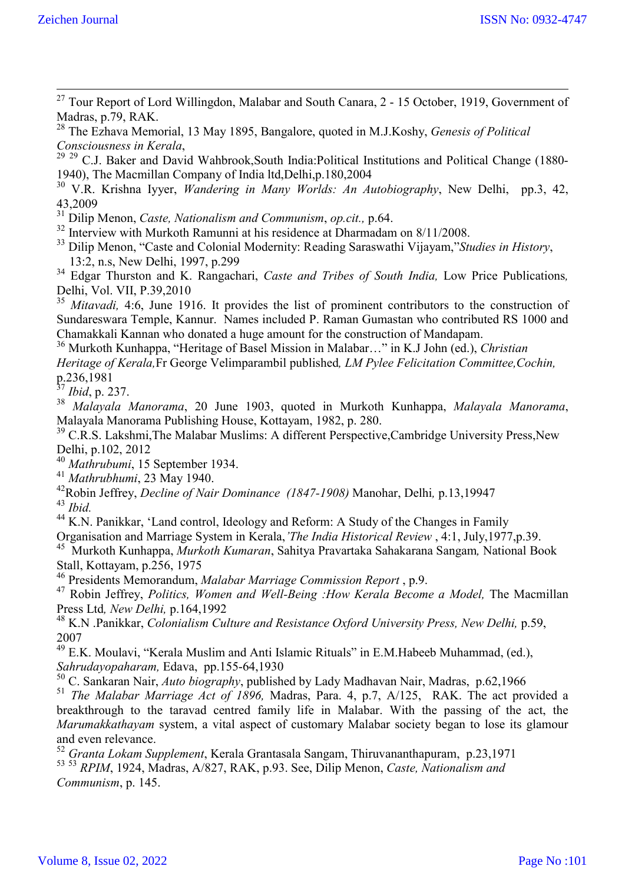[27] Tour Report of Lord Willingdon, Malabar and South Canara, 2 - 15 October, 1919, Government of Madras, p.79, RAK.

[28] The Ezhava Memorial, 13 May 1895, Bangalore, quoted in M.J.Koshy, *Genesis of Political Consciousness in Kerala*,

[29] [29] C.J. Baker and David Wahbrook,South India:Political Institutions and Political Change (1880-1940), The Macmillan Company of India ltd,Delhi,p.180,2004

[30] V.R. Krishna Iyyer, *Wandering in Many Worlds: An Autobiography*, New Delhi, pp.3, 42, 43,2009

[31] Dilip Menon, *Caste, Nationalism and Communism*, *op.cit.,* p.64.

[32] Interview with Murkoth Ramunni at his residence at Dharmadam on 8/11/2008.

[33] Dilip Menon, "Caste and Colonial Modernity: Reading Saraswathi Vijayam,"*Studies in History*, 13:2, n.s, New Delhi, 1997, p.299

[34] Edgar Thurston and K. Rangachari, *Caste and Tribes of South India,* Low Price Publications*,* Delhi, Vol. VII, P.39,2010

[35] *Mitavadi,* 4:6, June 1916. It provides the list of prominent contributors to the construction of Sundareswara Temple, Kannur. Names included P. Raman Gumastan who contributed RS 1000 and Chamakkali Kannan who donated a huge amount for the construction of Mandapam.

[36] Murkoth Kunhappa, "Heritage of Basel Mission in Malabar…" in K.J John (ed.), *Christian Heritage of Kerala,*Fr George Velimparambil published*, LM Pylee Felicitation Committee,Cochin,* p.236,1981

[37] *Ibid*, p. 237.

[38] *Malayala Manorama*, 20 June 1903, quoted in Murkoth Kunhappa, *Malayala Manorama*, Malayala Manorama Publishing House, Kottayam, 1982, p. 280.

[39] C.R.S. Lakshmi,The Malabar Muslims: A different Perspective,Cambridge University Press,New Delhi, p.102, 2012

[40] *Mathrubumi*, 15 September 1934.

[41] *Mathrubhumi*, 23 May 1940.

[42]Robin Jeffrey, *Decline of Nair Dominance (1847-1908)* Manohar, Delhi*,* p.13,19947

[43] *Ibid.*

[44] K.N. Panikkar, 'Land control, Ideology and Reform: A Study of the Changes in Family Organisation and Marriage System in Kerala,*'The India Historical Review* , 4:1, July,1977,p.39.

[45] Murkoth Kunhappa, *Murkoth Kumaran*, Sahitya Pravartaka Sahakarana Sangam*,* National Book Stall, Kottayam, p.256, 1975

[46] Presidents Memorandum, *Malabar Marriage Commission Report* , p.9.

[47] Robin Jeffrey, *Politics, Women and Well-Being :How Kerala Become a Model,* The Macmillan Press Ltd*, New Delhi,* p.164,1992

[48] K.N .Panikkar, *Colonialism Culture and Resistance Oxford University Press, New Delhi,* p.59, 2007

[49] E.K. Moulavi, "Kerala Muslim and Anti Islamic Rituals" in E.M.Habeeb Muhammad, (ed.), *Sahrudayopaharam,* Edava, pp.155-64,1930

[50] C. Sankaran Nair, *Auto biography*, published by Lady Madhavan Nair, Madras, p.62,1966

[51] *The Malabar Marriage Act of 1896,* Madras, Para. 4, p.7, A/125, RAK. The act provided a breakthrough to the taravad centred family life in Malabar. With the passing of the act, the *Marumakkathayam* system, a vital aspect of customary Malabar society began to lose its glamour and even relevance.

[52] *Granta Lokam Supplement*, Kerala Grantasala Sangam, Thiruvananthapuram, p.23,1971

[53] [53] *RPIM*, 1924, Madras, A/827, RAK, p.93. See, Dilip Menon, *Caste, Nationalism and Communism*, p. 145.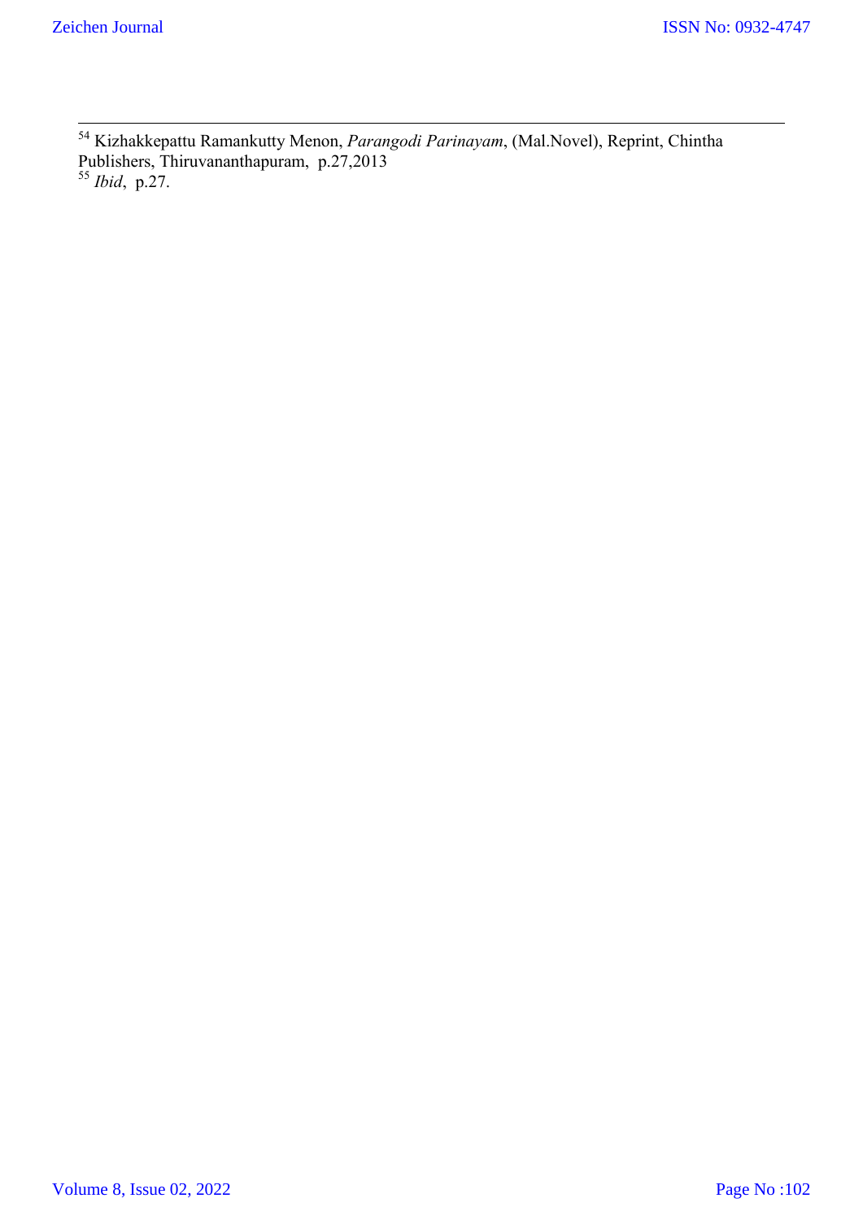[54] Kizhakkepattu Ramankutty Menon, *Parangodi Parinayam*, (Mal.Novel), Reprint, Chintha Publishers, Thiruvananthapuram, p.27,2013

[55] *Ibid*, p.27.